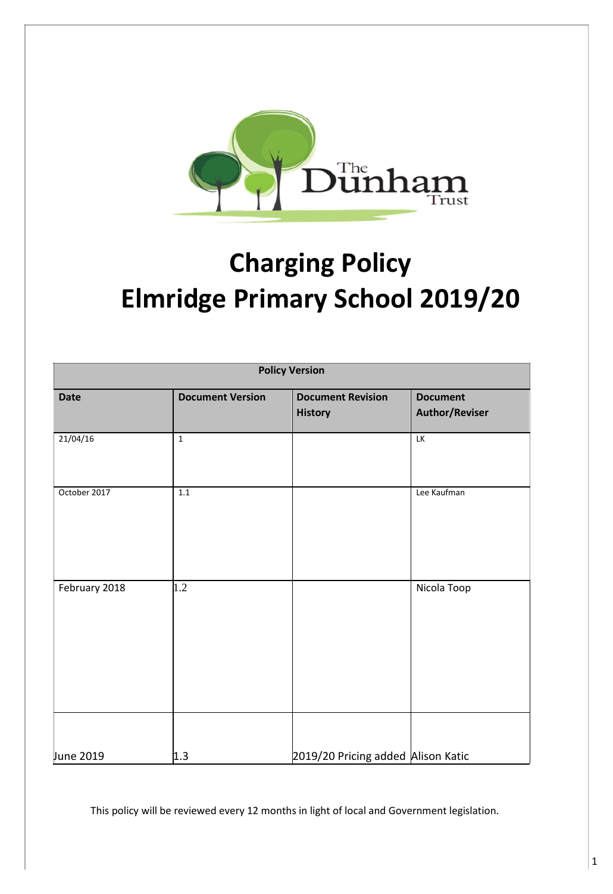# Charging Policy
# Elmridge Primary School 2019/20

| Policy Version | | | |
|---|---|---|---|
| **Date** | **Document Version** | **Document Revision History** | **Document Author/Reviser** |
| 21/04/16 | 1 | | LK |
| October 2017 | 1.1 | | Lee Kaufman |
| February 2018 | 1.2 | | Nicola Toop |
| June 2019 | 1.3 | 2019/20 Pricing added | Alison Katic |

This policy will be reviewed every 12 months in light of local and Government legislation.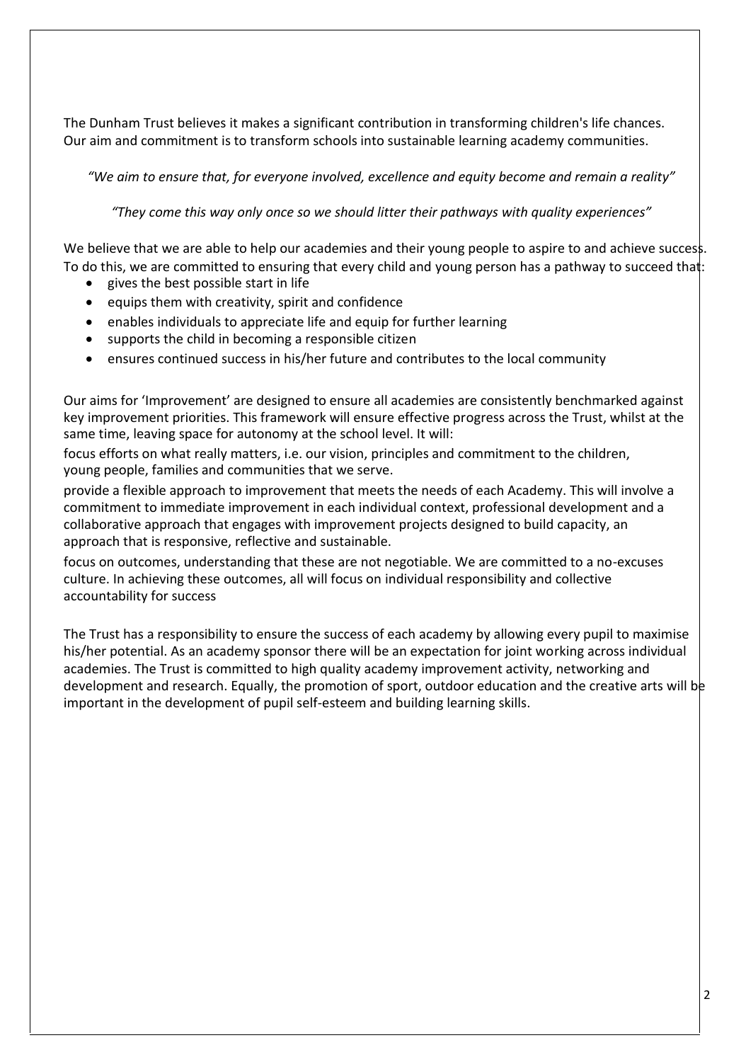The Dunham Trust believes it makes a significant contribution in transforming children's life chances. Our aim and commitment is to transform schools into sustainable learning academy communities.

*"We aim to ensure that, for everyone involved, excellence and equity become and remain a reality"*

*"They come this way only once so we should litter their pathways with quality experiences"*

We believe that we are able to help our academies and their young people to aspire to and achieve success. To do this, we are committed to ensuring that every child and young person has a pathway to succeed that:

- gives the best possible start in life
- equips them with creativity, spirit and confidence
- enables individuals to appreciate life and equip for further learning
- supports the child in becoming a responsible citizen
- ensures continued success in his/her future and contributes to the local community

Our aims for 'Improvement' are designed to ensure all academies are consistently benchmarked against key improvement priorities. This framework will ensure effective progress across the Trust, whilst at the same time, leaving space for autonomy at the school level. It will:

focus efforts on what really matters, i.e. our vision, principles and commitment to the children, young people, families and communities that we serve.

provide a flexible approach to improvement that meets the needs of each Academy. This will involve a commitment to immediate improvement in each individual context, professional development and a collaborative approach that engages with improvement projects designed to build capacity, an approach that is responsive, reflective and sustainable.

focus on outcomes, understanding that these are not negotiable. We are committed to a no-excuses culture. In achieving these outcomes, all will focus on individual responsibility and collective accountability for success

The Trust has a responsibility to ensure the success of each academy by allowing every pupil to maximise his/her potential. As an academy sponsor there will be an expectation for joint working across individual academies. The Trust is committed to high quality academy improvement activity, networking and development and research. Equally, the promotion of sport, outdoor education and the creative arts will be important in the development of pupil self-esteem and building learning skills.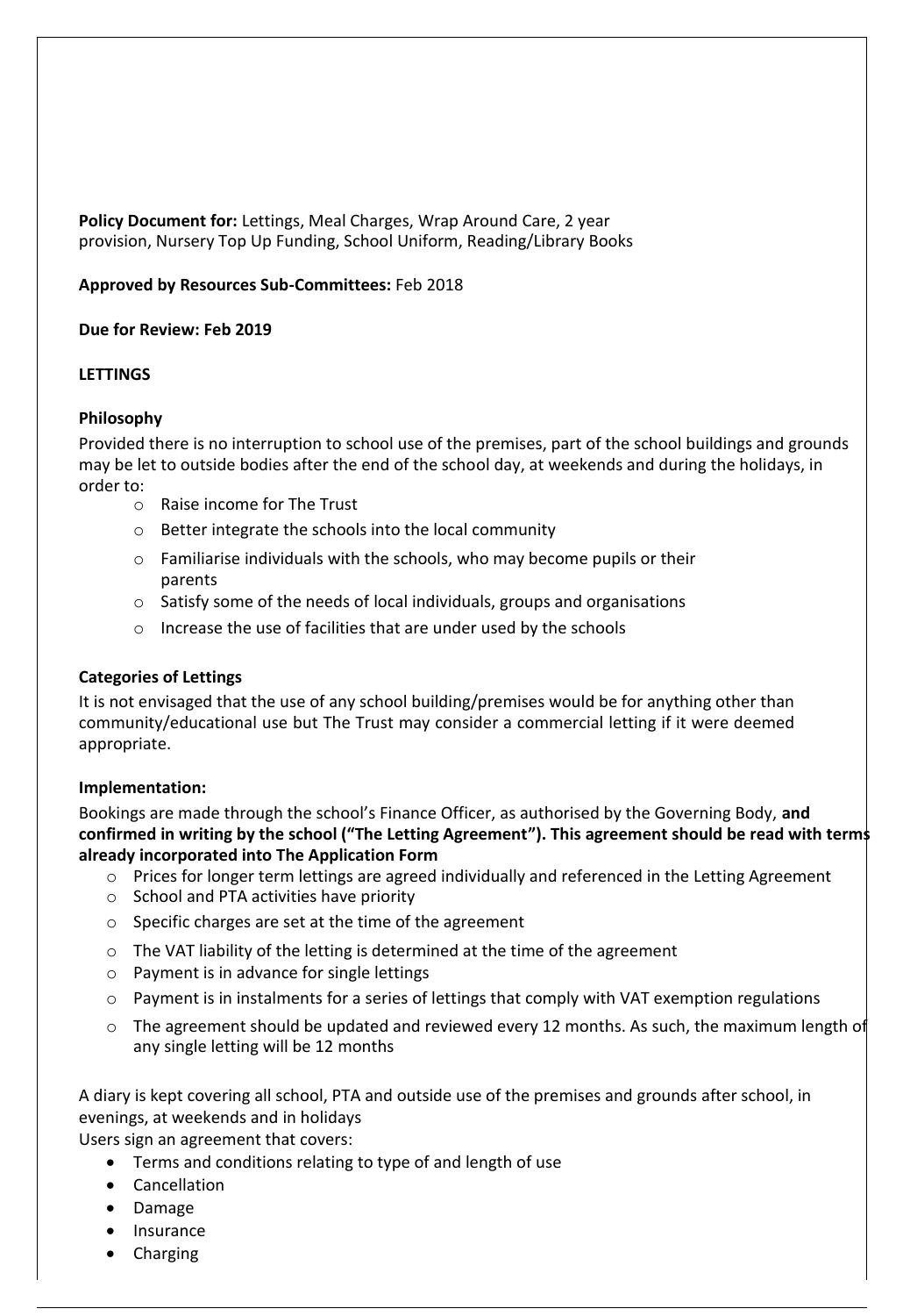**Policy Document for:** Lettings, Meal Charges, Wrap Around Care, 2 year provision, Nursery Top Up Funding, School Uniform, Reading/Library Books

**Approved by Resources Sub-Committees:** Feb 2018

**Due for Review: Feb 2019**

## LETTINGS

### Philosophy

Provided there is no interruption to school use of the premises, part of the school buildings and grounds may be let to outside bodies after the end of the school day, at weekends and during the holidays, in order to:

- Raise income for The Trust
- Better integrate the schools into the local community
- Familiarise individuals with the schools, who may become pupils or their parents
- Satisfy some of the needs of local individuals, groups and organisations
- Increase the use of facilities that are under used by the schools

### Categories of Lettings

It is not envisaged that the use of any school building/premises would be for anything other than community/educational use but The Trust may consider a commercial letting if it were deemed appropriate.

### Implementation:

Bookings are made through the school's Finance Officer, as authorised by the Governing Body, **and confirmed in writing by the school ("The Letting Agreement"). This agreement should be read with terms already incorporated into The Application Form**

- Prices for longer term lettings are agreed individually and referenced in the Letting Agreement
- School and PTA activities have priority
- Specific charges are set at the time of the agreement
- The VAT liability of the letting is determined at the time of the agreement
- Payment is in advance for single lettings
- Payment is in instalments for a series of lettings that comply with VAT exemption regulations
- The agreement should be updated and reviewed every 12 months. As such, the maximum length of any single letting will be 12 months

A diary is kept covering all school, PTA and outside use of the premises and grounds after school, in evenings, at weekends and in holidays

Users sign an agreement that covers:

- Terms and conditions relating to type of and length of use
- Cancellation
- Damage
- Insurance
- Charging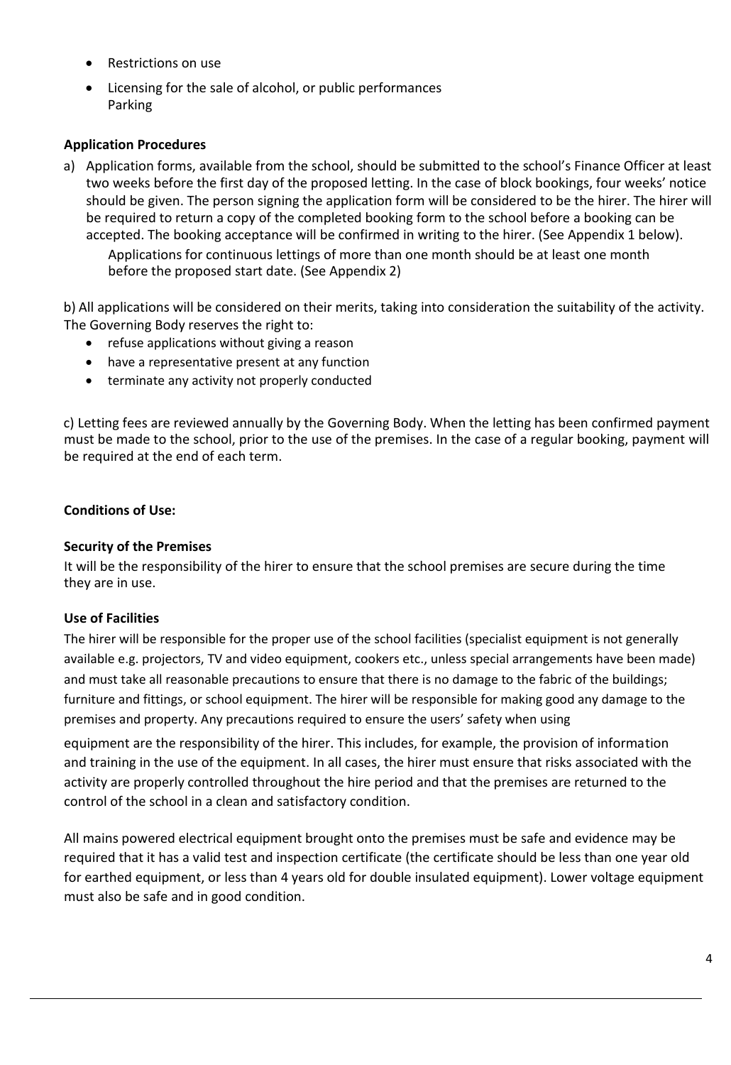- Restrictions on use
- Licensing for the sale of alcohol, or public performances
  Parking

**Application Procedures**

a) Application forms, available from the school, should be submitted to the school's Finance Officer at least two weeks before the first day of the proposed letting. In the case of block bookings, four weeks' notice should be given. The person signing the application form will be considered to be the hirer. The hirer will be required to return a copy of the completed booking form to the school before a booking can be accepted. The booking acceptance will be confirmed in writing to the hirer. (See Appendix 1 below).

   Applications for continuous lettings of more than one month should be at least one month before the proposed start date. (See Appendix 2)

b) All applications will be considered on their merits, taking into consideration the suitability of the activity. The Governing Body reserves the right to:

- refuse applications without giving a reason
- have a representative present at any function
- terminate any activity not properly conducted

c) Letting fees are reviewed annually by the Governing Body. When the letting has been confirmed payment must be made to the school, prior to the use of the premises. In the case of a regular booking, payment will be required at the end of each term.

**Conditions of Use:**

**Security of the Premises**

It will be the responsibility of the hirer to ensure that the school premises are secure during the time they are in use.

**Use of Facilities**

The hirer will be responsible for the proper use of the school facilities (specialist equipment is not generally available e.g. projectors, TV and video equipment, cookers etc., unless special arrangements have been made) and must take all reasonable precautions to ensure that there is no damage to the fabric of the buildings; furniture and fittings, or school equipment. The hirer will be responsible for making good any damage to the premises and property. Any precautions required to ensure the users' safety when using equipment are the responsibility of the hirer. This includes, for example, the provision of information and training in the use of the equipment. In all cases, the hirer must ensure that risks associated with the activity are properly controlled throughout the hire period and that the premises are returned to the control of the school in a clean and satisfactory condition.

All mains powered electrical equipment brought onto the premises must be safe and evidence may be required that it has a valid test and inspection certificate (the certificate should be less than one year old for earthed equipment, or less than 4 years old for double insulated equipment). Lower voltage equipment must also be safe and in good condition.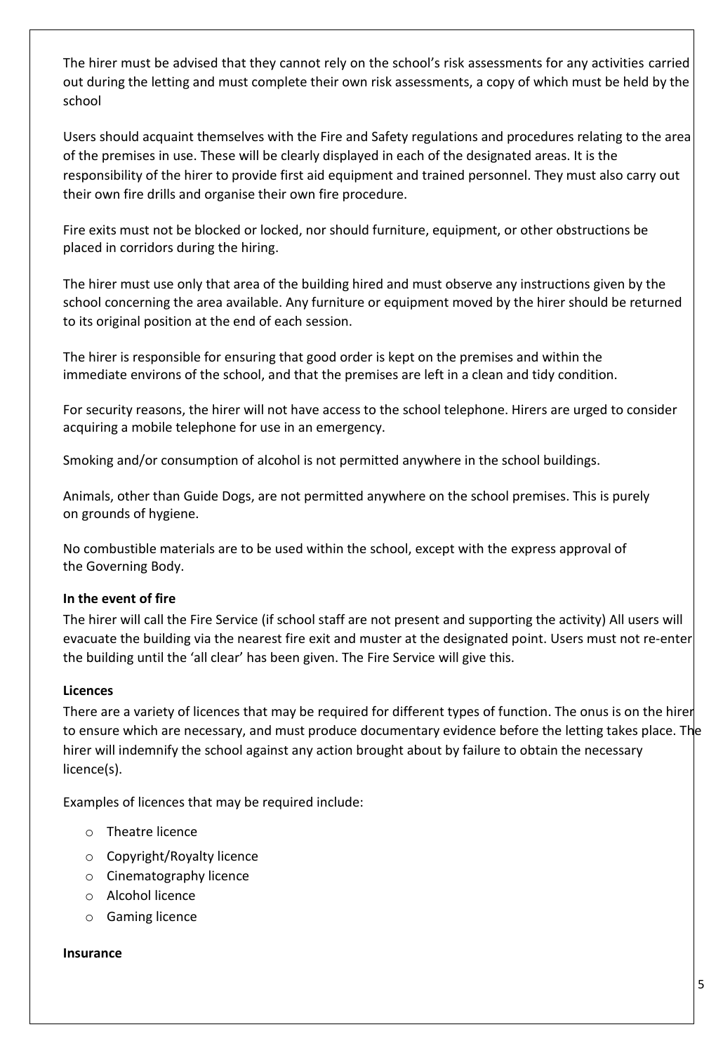The hirer must be advised that they cannot rely on the school's risk assessments for any activities carried out during the letting and must complete their own risk assessments, a copy of which must be held by the school

Users should acquaint themselves with the Fire and Safety regulations and procedures relating to the area of the premises in use. These will be clearly displayed in each of the designated areas. It is the responsibility of the hirer to provide first aid equipment and trained personnel. They must also carry out their own fire drills and organise their own fire procedure.

Fire exits must not be blocked or locked, nor should furniture, equipment, or other obstructions be placed in corridors during the hiring.

The hirer must use only that area of the building hired and must observe any instructions given by the school concerning the area available. Any furniture or equipment moved by the hirer should be returned to its original position at the end of each session.

The hirer is responsible for ensuring that good order is kept on the premises and within the immediate environs of the school, and that the premises are left in a clean and tidy condition.

For security reasons, the hirer will not have access to the school telephone. Hirers are urged to consider acquiring a mobile telephone for use in an emergency.

Smoking and/or consumption of alcohol is not permitted anywhere in the school buildings.

Animals, other than Guide Dogs, are not permitted anywhere on the school premises. This is purely on grounds of hygiene.

No combustible materials are to be used within the school, except with the express approval of the Governing Body.

**In the event of fire**

The hirer will call the Fire Service (if school staff are not present and supporting the activity) All users will evacuate the building via the nearest fire exit and muster at the designated point. Users must not re-enter the building until the 'all clear' has been given. The Fire Service will give this.

**Licences**

There are a variety of licences that may be required for different types of function. The onus is on the hirer to ensure which are necessary, and must produce documentary evidence before the letting takes place. The hirer will indemnify the school against any action brought about by failure to obtain the necessary licence(s).

Examples of licences that may be required include:

- Theatre licence
- Copyright/Royalty licence
- Cinematography licence
- Alcohol licence
- Gaming licence

**Insurance**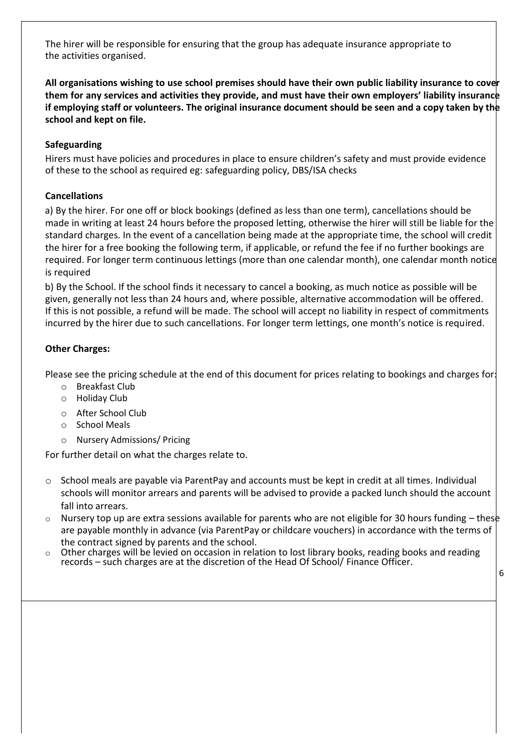The hirer will be responsible for ensuring that the group has adequate insurance appropriate to the activities organised.

**All organisations wishing to use school premises should have their own public liability insurance to cover them for any services and activities they provide, and must have their own employers' liability insurance if employing staff or volunteers. The original insurance document should be seen and a copy taken by the school and kept on file.**

**Safeguarding**

Hirers must have policies and procedures in place to ensure children's safety and must provide evidence of these to the school as required eg: safeguarding policy, DBS/ISA checks

**Cancellations**

a) By the hirer. For one off or block bookings (defined as less than one term), cancellations should be made in writing at least 24 hours before the proposed letting, otherwise the hirer will still be liable for the standard charges. In the event of a cancellation being made at the appropriate time, the school will credit the hirer for a free booking the following term, if applicable, or refund the fee if no further bookings are required. For longer term continuous lettings (more than one calendar month), one calendar month notice is required

b) By the School. If the school finds it necessary to cancel a booking, as much notice as possible will be given, generally not less than 24 hours and, where possible, alternative accommodation will be offered. If this is not possible, a refund will be made. The school will accept no liability in respect of commitments incurred by the hirer due to such cancellations. For longer term lettings, one month's notice is required.

**Other Charges:**

Please see the pricing schedule at the end of this document for prices relating to bookings and charges for:

- Breakfast Club
- Holiday Club
- After School Club
- School Meals
- Nursery Admissions/ Pricing

For further detail on what the charges relate to.

- School meals are payable via ParentPay and accounts must be kept in credit at all times. Individual schools will monitor arrears and parents will be advised to provide a packed lunch should the account fall into arrears.
- Nursery top up are extra sessions available for parents who are not eligible for 30 hours funding – these are payable monthly in advance (via ParentPay or childcare vouchers) in accordance with the terms of the contract signed by parents and the school.
- Other charges will be levied on occasion in relation to lost library books, reading books and reading records – such charges are at the discretion of the Head Of School/ Finance Officer.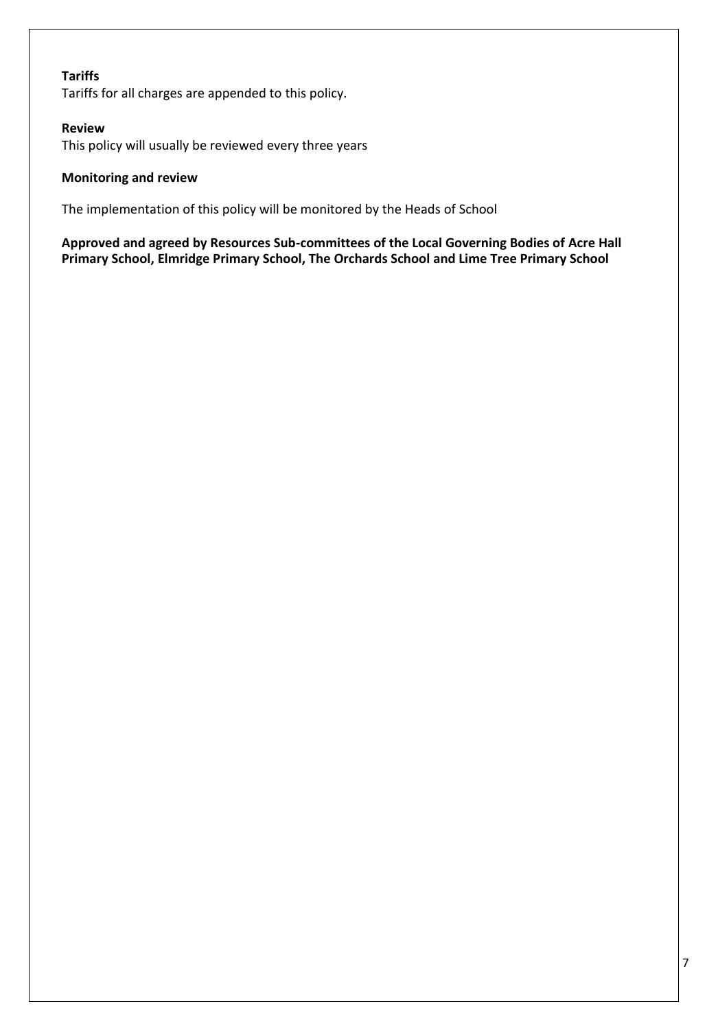**Tariffs**

Tariffs for all charges are appended to this policy.

**Review**

This policy will usually be reviewed every three years

**Monitoring and review**

The implementation of this policy will be monitored by the Heads of School

**Approved and agreed by Resources Sub-committees of the Local Governing Bodies of Acre Hall Primary School, Elmridge Primary School, The Orchards School and Lime Tree Primary School**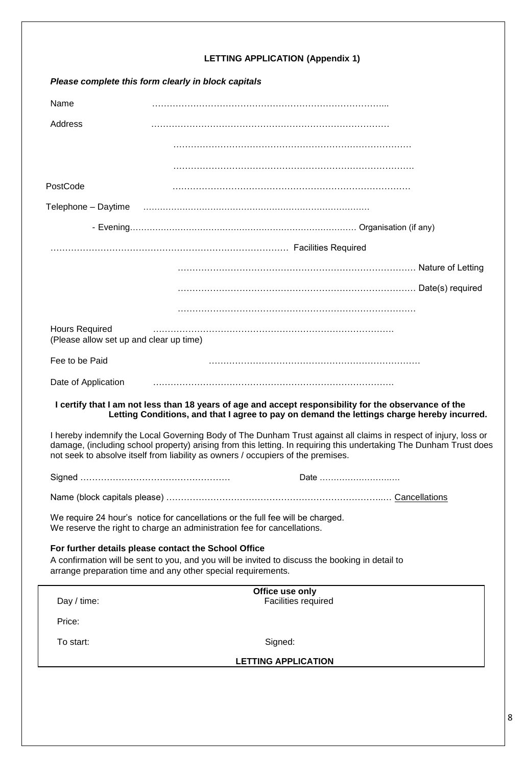## LETTING APPLICATION (Appendix 1)

***Please complete this form clearly in block capitals***

Name ……………………………………………………………………...

Address ………………………………………………………………………

………………………………………………………………………

……………………………………………………………………….

PostCode ………………………………………………………………………

Telephone – Daytime …………………………………………………………………….

- Evening…………………………………………………………………… Organisation (if any)

……………………………………………………………………… Facilities Required

……………………………………………………………………… Nature of Letting

……………………………………………………………………… Date(s) required

………………………………………………………………………

Hours Required ……………………………………………………………………….
(Please allow set up and clear up time)

Fee to be Paid ………………………………………………………………

Date of Application ……………………………………………………………………….

**I certify that I am not less than 18 years of age and accept responsibility for the observance of the Letting Conditions, and that I agree to pay on demand the lettings charge hereby incurred.**

I hereby indemnify the Local Governing Body of The Dunham Trust against all claims in respect of injury, loss or damage, (including school property) arising from this letting. In requiring this undertaking The Dunham Trust does not seek to absolve itself from liability as owners / occupiers of the premises.

Signed …………………………………………… Date ……………………….

Name (block capitals please) ………………………………………………………………..… Cancellations

We require 24 hour's notice for cancellations or the full fee will be charged.
We reserve the right to charge an administration fee for cancellations.

**For further details please contact the School Office**

A confirmation will be sent to you, and you will be invited to discuss the booking in detail to arrange preparation time and any other special requirements.

| **Office use only** | |
|---|---|
| Day / time: | Facilities required |
| Price: | |
| To start: | Signed: |
| **LETTING APPLICATION** | |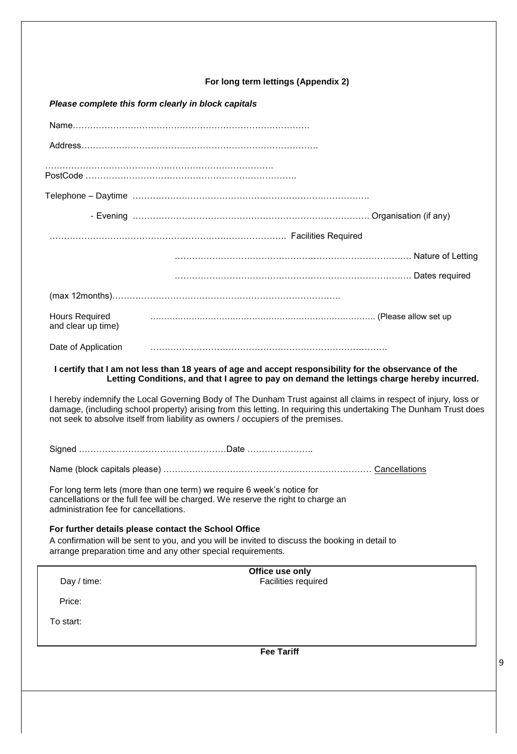**For long term lettings (Appendix 2)**

***Please complete this form clearly in block capitals***

Name……………………………………………………………………….

Address……………………………………………………………………….

…………………………………………………………………….
PostCode ……………………………………………………………….

Telephone – Daytime ……………………………………………………………………….

- Evening ………………………………………………………………………. Organisation (if any)

………………………………………………………………………. Facilities Required

………………………………………………………………………. Nature of Letting

………………………………………………………………………. Dates required

(max 12months)…………………………………………………………………….

Hours Required and clear up time) ………………………………………………………………………. (Please allow set up

Date of Application ……………………………………………………………………….

**I certify that I am not less than 18 years of age and accept responsibility for the observance of the Letting Conditions, and that I agree to pay on demand the lettings charge hereby incurred.**

I hereby indemnify the Local Governing Body of The Dunham Trust against all claims in respect of injury, loss or damage, (including school property) arising from this letting. In requiring this undertaking The Dunham Trust does not seek to absolve itself from liability as owners / occupiers of the premises.

Signed …………………………………………Date …………………..

Name (block capitals please) ………………………………………………………………. Cancellations

For long term lets (more than one term) we require 6 week's notice for cancellations or the full fee will be charged. We reserve the right to charge an administration fee for cancellations.

**For further details please contact the School Office**

A confirmation will be sent to you, and you will be invited to discuss the booking in detail to arrange preparation time and any other special requirements.

| **Office use only** | |
|---|---|
| Day / time: | Facilities required |
| Price: | |
| To start: | |

**Fee Tariff**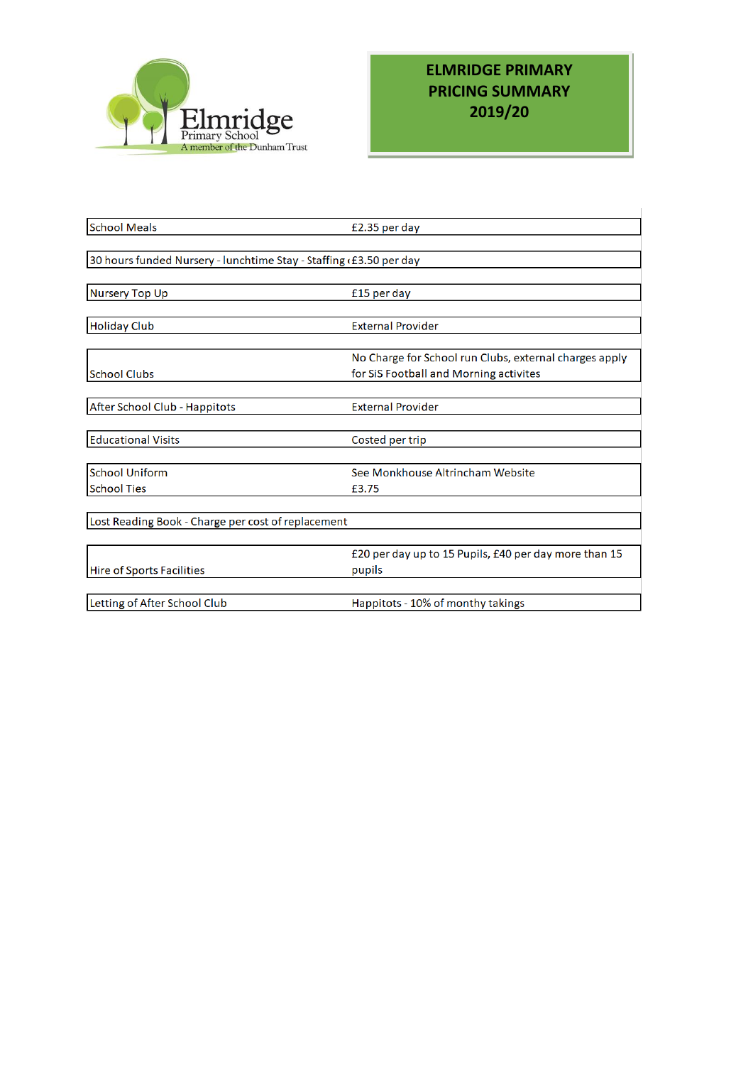Elmridge Primary School

A member of the Dunham Trust

# ELMRIDGE PRIMARY PRICING SUMMARY 2019/20

| | |
|---|---|
| School Meals | £2.35 per day |
| 30 hours funded Nursery - lunchtime Stay - Staffing ( | £3.50 per day |
| Nursery Top Up | £15 per day |
| Holiday Club | External Provider |
| School Clubs | No Charge for School run Clubs, external charges apply for SiS Football and Morning activites |
| After School Club - Happitots | External Provider |
| Educational Visits | Costed per trip |
| School Uniform<br>School Ties | See Monkhouse Altrincham Website<br>£3.75 |
| Lost Reading Book - Charge per cost of replacement | |
| Hire of Sports Facilities | £20 per day up to 15 Pupils, £40 per day more than 15 pupils |
| Letting of After School Club | Happitots - 10% of monthy takings |